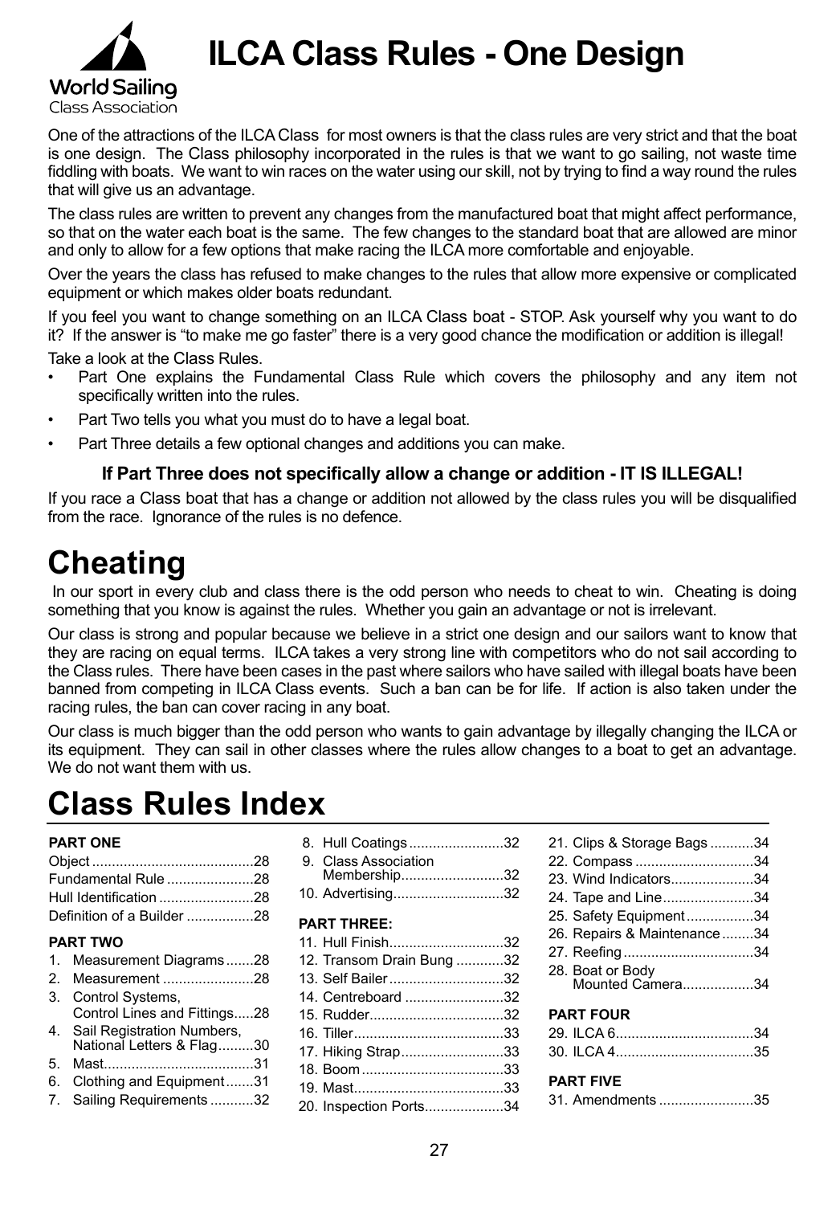# ILCA Class Rules - One Design

World Sailing
Class Association

One of the attractions of the ILCA Class for most owners is that the class rules are very strict and that the boat is one design. The Class philosophy incorporated in the rules is that we want to go sailing, not waste time fiddling with boats. We want to win races on the water using our skill, not by trying to find a way round the rules that will give us an advantage.

The class rules are written to prevent any changes from the manufactured boat that might affect performance, so that on the water each boat is the same. The few changes to the standard boat that are allowed are minor and only to allow for a few options that make racing the ILCA more comfortable and enjoyable.

Over the years the class has refused to make changes to the rules that allow more expensive or complicated equipment or which makes older boats redundant.

If you feel you want to change something on an ILCA Class boat - STOP. Ask yourself why you want to do it? If the answer is "to make me go faster" there is a very good chance the modification or addition is illegal!

Take a look at the Class Rules.

- Part One explains the Fundamental Class Rule which covers the philosophy and any item not specifically written into the rules.
- Part Two tells you what you must do to have a legal boat.
- Part Three details a few optional changes and additions you can make.

**If Part Three does not specifically allow a change or addition - IT IS ILLEGAL!**

If you race a Class boat that has a change or addition not allowed by the class rules you will be disqualified from the race. Ignorance of the rules is no defence.

# Cheating

In our sport in every club and class there is the odd person who needs to cheat to win. Cheating is doing something that you know is against the rules. Whether you gain an advantage or not is irrelevant.

Our class is strong and popular because we believe in a strict one design and our sailors want to know that they are racing on equal terms. ILCA takes a very strong line with competitors who do not sail according to the Class rules. There have been cases in the past where sailors who have sailed with illegal boats have been banned from competing in ILCA Class events. Such a ban can be for life. If action is also taken under the racing rules, the ban can cover racing in any boat.

Our class is much bigger than the odd person who wants to gain advantage by illegally changing the ILCA or its equipment. They can sail in other classes where the rules allow changes to a boat to get an advantage. We do not want them with us.

# Class Rules Index

**PART ONE**

- Object ....28
- Fundamental Rule ....28
- Hull Identification ....28
- Definition of a Builder ....28

**PART TWO**

1. Measurement Diagrams ....28
2. Measurement ....28
3. Control Systems, Control Lines and Fittings ....28
4. Sail Registration Numbers, National Letters & Flag ....30
5. Mast ....31
6. Clothing and Equipment ....31
7. Sailing Requirements ....32
8. Hull Coatings ....32
9. Class Association Membership ....32
10. Advertising ....32

**PART THREE:**

11. Hull Finish ....32
12. Transom Drain Bung ....32
13. Self Bailer ....32
14. Centreboard ....32
15. Rudder ....32
16. Tiller ....33
17. Hiking Strap ....33
18. Boom ....33
19. Mast ....33
20. Inspection Ports ....34
21. Clips & Storage Bags ....34
22. Compass ....34
23. Wind Indicators ....34
24. Tape and Line ....34
25. Safety Equipment ....34
26. Repairs & Maintenance ....34
27. Reefing ....34
28. Boat or Body Mounted Camera ....34

**PART FOUR**

29. ILCA 6 ....34
30. ILCA 4 ....35

**PART FIVE**

31. Amendments ....35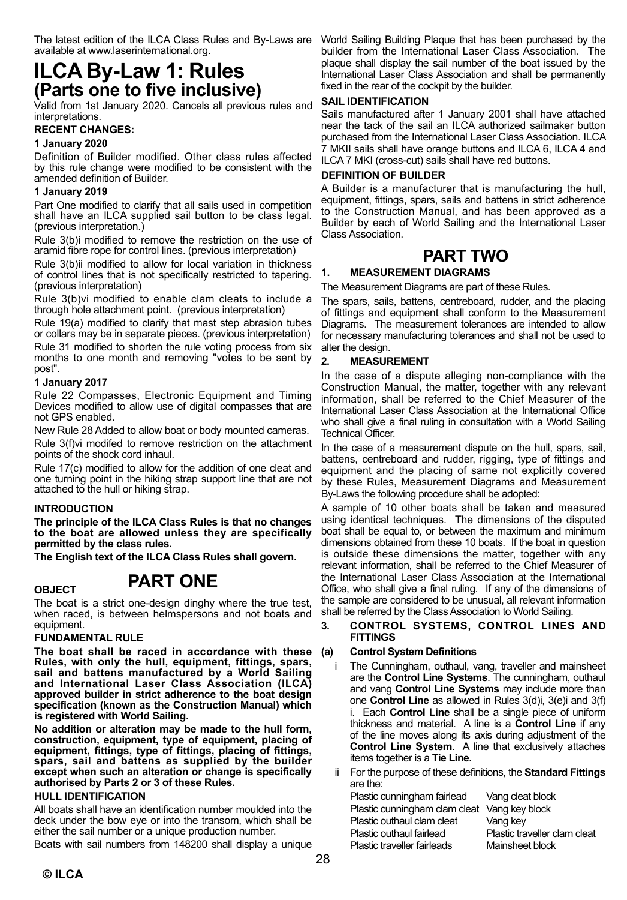The latest edition of the ILCA Class Rules and By-Laws are available at www.laserinternational.org.

# ILCA By-Law 1: Rules
## (Parts one to five inclusive)

Valid from 1st January 2020. Cancels all previous rules and interpretations.

**RECENT CHANGES:**

**1 January 2020**

Definition of Builder modified. Other class rules affected by this rule change were modified to be consistent with the amended definition of Builder.

**1 January 2019**

Part One modified to clarify that all sails used in competition shall have an ILCA supplied sail button to be class legal. (previous interpretation.)

Rule 3(b)i modified to remove the restriction on the use of aramid fibre rope for control lines. (previous interpretation)

Rule 3(b)ii modified to allow for local variation in thickness of control lines that is not specifically restricted to tapering. (previous interpretation)

Rule 3(b)vi modified to enable clam cleats to include a through hole attachment point. (previous interpretation)

Rule 19(a) modified to clarify that mast step abrasion tubes or collars may be in separate pieces. (previous interpretation)

Rule 31 modified to shorten the rule voting process from six months to one month and removing "votes to be sent by post".

**1 January 2017**

Rule 22 Compasses, Electronic Equipment and Timing Devices modified to allow use of digital compasses that are not GPS enabled.

New Rule 28 Added to allow boat or body mounted cameras.

Rule 3(f)vi modifed to remove restriction on the attachment points of the shock cord inhaul.

Rule 17(c) modified to allow for the addition of one cleat and one turning point in the hiking strap support line that are not attached to the hull or hiking strap.

**INTRODUCTION**

**The principle of the ILCA Class Rules is that no changes to the boat are allowed unless they are specifically permitted by the class rules.**

**The English text of the ILCA Class Rules shall govern.**

# PART ONE

**OBJECT**

The boat is a strict one-design dinghy where the true test, when raced, is between helmspersons and not boats and equipment.

**FUNDAMENTAL RULE**

**The boat shall be raced in accordance with these Rules, with only the hull, equipment, fittings, spars, sail and battens manufactured by a World Sailing and International Laser Class Association (ILCA) approved builder in strict adherence to the boat design specification (known as the Construction Manual) which is registered with World Sailing.**

**No addition or alteration may be made to the hull form, construction, equipment, type of equipment, placing of equipment, fittings, type of fittings, placing of fittings, spars, sail and battens as supplied by the builder except when such an alteration or change is specifically authorised by Parts 2 or 3 of these Rules.**

**HULL IDENTIFICATION**

All boats shall have an identification number moulded into the deck under the bow eye or into the transom, which shall be either the sail number or a unique production number.

Boats with sail numbers from 148200 shall display a unique World Sailing Building Plaque that has been purchased by the builder from the International Laser Class Association. The plaque shall display the sail number of the boat issued by the International Laser Class Association and shall be permanently fixed in the rear of the cockpit by the builder.

**SAIL IDENTIFICATION**

Sails manufactured after 1 January 2001 shall have attached near the tack of the sail an ILCA authorized sailmaker button purchased from the International Laser Class Association. ILCA 7 MKII sails shall have orange buttons and ILCA 6, ILCA 4 and ILCA 7 MKI (cross-cut) sails shall have red buttons.

**DEFINITION OF BUILDER**

A Builder is a manufacturer that is manufacturing the hull, equipment, fittings, spars, sails and battens in strict adherence to the Construction Manual, and has been approved as a Builder by each of World Sailing and the International Laser Class Association.

# PART TWO

### 1. MEASUREMENT DIAGRAMS

The Measurement Diagrams are part of these Rules.

The spars, sails, battens, centreboard, rudder, and the placing of fittings and equipment shall conform to the Measurement Diagrams. The measurement tolerances are intended to allow for necessary manufacturing tolerances and shall not be used to alter the design.

### 2. MEASUREMENT

In the case of a dispute alleging non-compliance with the Construction Manual, the matter, together with any relevant information, shall be referred to the Chief Measurer of the International Laser Class Association at the International Office who shall give a final ruling in consultation with a World Sailing Technical Officer.

In the case of a measurement dispute on the hull, spars, sail, battens, centreboard and rudder, rigging, type of fittings and equipment and the placing of same not explicitly covered by these Rules, Measurement Diagrams and Measurement By-Laws the following procedure shall be adopted:

A sample of 10 other boats shall be taken and measured using identical techniques. The dimensions of the disputed boat shall be equal to, or between the maximum and minimum dimensions obtained from these 10 boats. If the boat in question is outside these dimensions the matter, together with any relevant information, shall be referred to the Chief Measurer of the International Laser Class Association at the International Office, who shall give a final ruling. If any of the dimensions of the sample are considered to be unusual, all relevant information shall be referred by the Class Association to World Sailing.

### 3. CONTROL SYSTEMS, CONTROL LINES AND FITTINGS

**(a) Control System Definitions**

i The Cunningham, outhaul, vang, traveller and mainsheet are the **Control Line Systems**. The cunningham, outhaul and vang **Control Line Systems** may include more than one **Control Line** as allowed in Rules 3(d)i, 3(e)i and 3(f) i. Each **Control Line** shall be a single piece of uniform thickness and material. A line is a **Control Line** if any of the line moves along its axis during adjustment of the **Control Line System**. A line that exclusively attaches items together is a **Tie Line.**

ii For the purpose of these definitions, the **Standard Fittings** are the:

| | |
|---|---|
| Plastic cunningham fairlead | Vang cleat block |
| Plastic cunningham clam cleat | Vang key block |
| Plastic outhaul clam cleat | Vang key |
| Plastic outhaul fairlead | Plastic traveller clam cleat |
| Plastic traveller fairleads | Mainsheet block |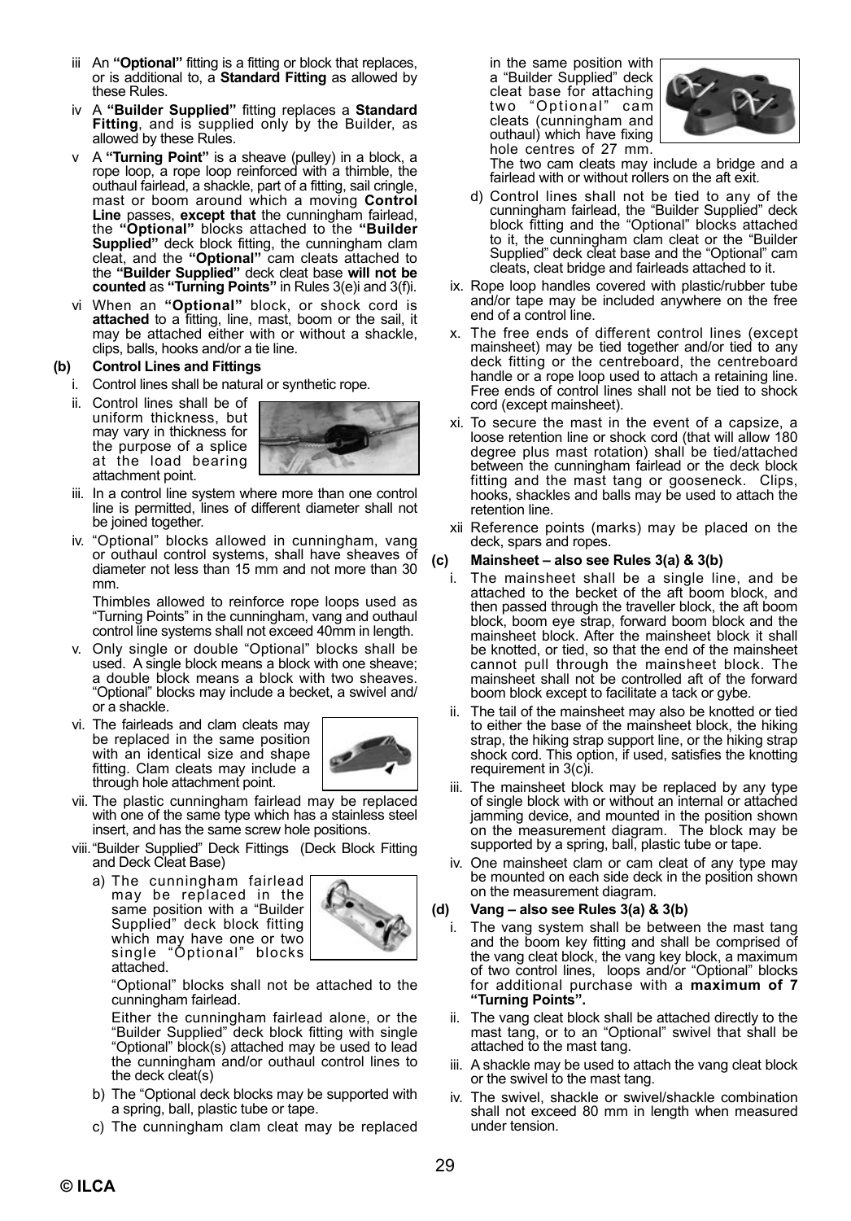iii An **"Optional"** fitting is a fitting or block that replaces, or is additional to, a **Standard Fitting** as allowed by these Rules.

iv A **"Builder Supplied"** fitting replaces a **Standard Fitting**, and is supplied only by the Builder, as allowed by these Rules.

v A **"Turning Point"** is a sheave (pulley) in a block, a rope loop, a rope loop reinforced with a thimble, the outhaul fairlead, a shackle, part of a fitting, sail cringle, mast or boom around which a moving **Control Line** passes, **except that** the cunningham fairlead, the **"Optional"** blocks attached to the **"Builder Supplied"** deck block fitting, the cunningham clam cleat, and the **"Optional"** cam cleats attached to the **"Builder Supplied"** deck cleat base **will not be counted** as **"Turning Points"** in Rules 3(e)i and 3(f)i.

vi When an **"Optional"** block, or shock cord is **attached** to a fitting, line, mast, boom or the sail, it may be attached either with or without a shackle, clips, balls, hooks and/or a tie line.

**(b) Control Lines and Fittings**

i. Control lines shall be natural or synthetic rope.

ii. Control lines shall be of uniform thickness, but may vary in thickness for the purpose of a splice at the load bearing attachment point.

iii. In a control line system where more than one control line is permitted, lines of different diameter shall not be joined together.

iv. "Optional" blocks allowed in cunningham, vang or outhaul control systems, shall have sheaves of diameter not less than 15 mm and not more than 30 mm.

Thimbles allowed to reinforce rope loops used as "Turning Points" in the cunningham, vang and outhaul control line systems shall not exceed 40mm in length.

v. Only single or double "Optional" blocks shall be used. A single block means a block with one sheave; a double block means a block with two sheaves. "Optional" blocks may include a becket, a swivel and/or a shackle.

vi. The fairleads and clam cleats may be replaced in the same position with an identical size and shape fitting. Clam cleats may include a through hole attachment point.

vii. The plastic cunningham fairlead may be replaced with one of the same type which has a stainless steel insert, and has the same screw hole positions.

viii. "Builder Supplied" Deck Fittings (Deck Block Fitting and Deck Cleat Base)

a) The cunningham fairlead may be replaced in the same position with a "Builder Supplied" deck block fitting which may have one or two single "Optional" blocks attached.

"Optional" blocks shall not be attached to the cunningham fairlead.

Either the cunningham fairlead alone, or the "Builder Supplied" deck block fitting with single "Optional" block(s) attached may be used to lead the cunningham and/or outhaul control lines to the deck cleat(s)

b) The "Optional deck blocks may be supported with a spring, ball, plastic tube or tape.

c) The cunningham clam cleat may be replaced in the same position with a "Builder Supplied" deck cleat base for attaching two "Optional" cam cleats (cunningham and outhaul) which have fixing hole centres of 27 mm. The two cam cleats may include a bridge and a fairlead with or without rollers on the aft exit.

d) Control lines shall not be tied to any of the cunningham fairlead, the "Builder Supplied" deck block fitting and the "Optional" blocks attached to it, the cunningham clam cleat or the "Builder Supplied" deck cleat base and the "Optional" cam cleats, cleat bridge and fairleads attached to it.

ix. Rope loop handles covered with plastic/rubber tube and/or tape may be included anywhere on the free end of a control line.

x. The free ends of different control lines (except mainsheet) may be tied together and/or tied to any deck fitting or the centreboard, the centreboard handle or a rope loop used to attach a retaining line. Free ends of control lines shall not be tied to shock cord (except mainsheet).

xi. To secure the mast in the event of a capsize, a loose retention line or shock cord (that will allow 180 degree plus mast rotation) shall be tied/attached between the cunningham fairlead or the deck block fitting and the mast tang or gooseneck. Clips, hooks, shackles and balls may be used to attach the retention line.

xii Reference points (marks) may be placed on the deck, spars and ropes.

**(c) Mainsheet – also see Rules 3(a) & 3(b)**

i. The mainsheet shall be a single line, and be attached to the becket of the aft boom block, and then passed through the traveller block, the aft boom block, boom eye strap, forward boom block and the mainsheet block. After the mainsheet block it shall be knotted, or tied, so that the end of the mainsheet cannot pull through the mainsheet block. The mainsheet shall not be controlled aft of the forward boom block except to facilitate a tack or gybe.

ii. The tail of the mainsheet may also be knotted or tied to either the base of the mainsheet block, the hiking strap, the hiking strap support line, or the hiking strap shock cord. This option, if used, satisfies the knotting requirement in 3(c)i.

iii. The mainsheet block may be replaced by any type of single block with or without an internal or attached jamming device, and mounted in the position shown on the measurement diagram. The block may be supported by a spring, ball, plastic tube or tape.

iv. One mainsheet clam or cam cleat of any type may be mounted on each side deck in the position shown on the measurement diagram.

**(d) Vang – also see Rules 3(a) & 3(b)**

i. The vang system shall be between the mast tang and the boom key fitting and shall be comprised of the vang cleat block, the vang key block, a maximum of two control lines, loops and/or "Optional" blocks for additional purchase with a **maximum of 7 "Turning Points".**

ii. The vang cleat block shall be attached directly to the mast tang, or to an "Optional" swivel that shall be attached to the mast tang.

iii. A shackle may be used to attach the vang cleat block or the swivel to the mast tang.

iv. The swivel, shackle or swivel/shackle combination shall not exceed 80 mm in length when measured under tension.

© ILCA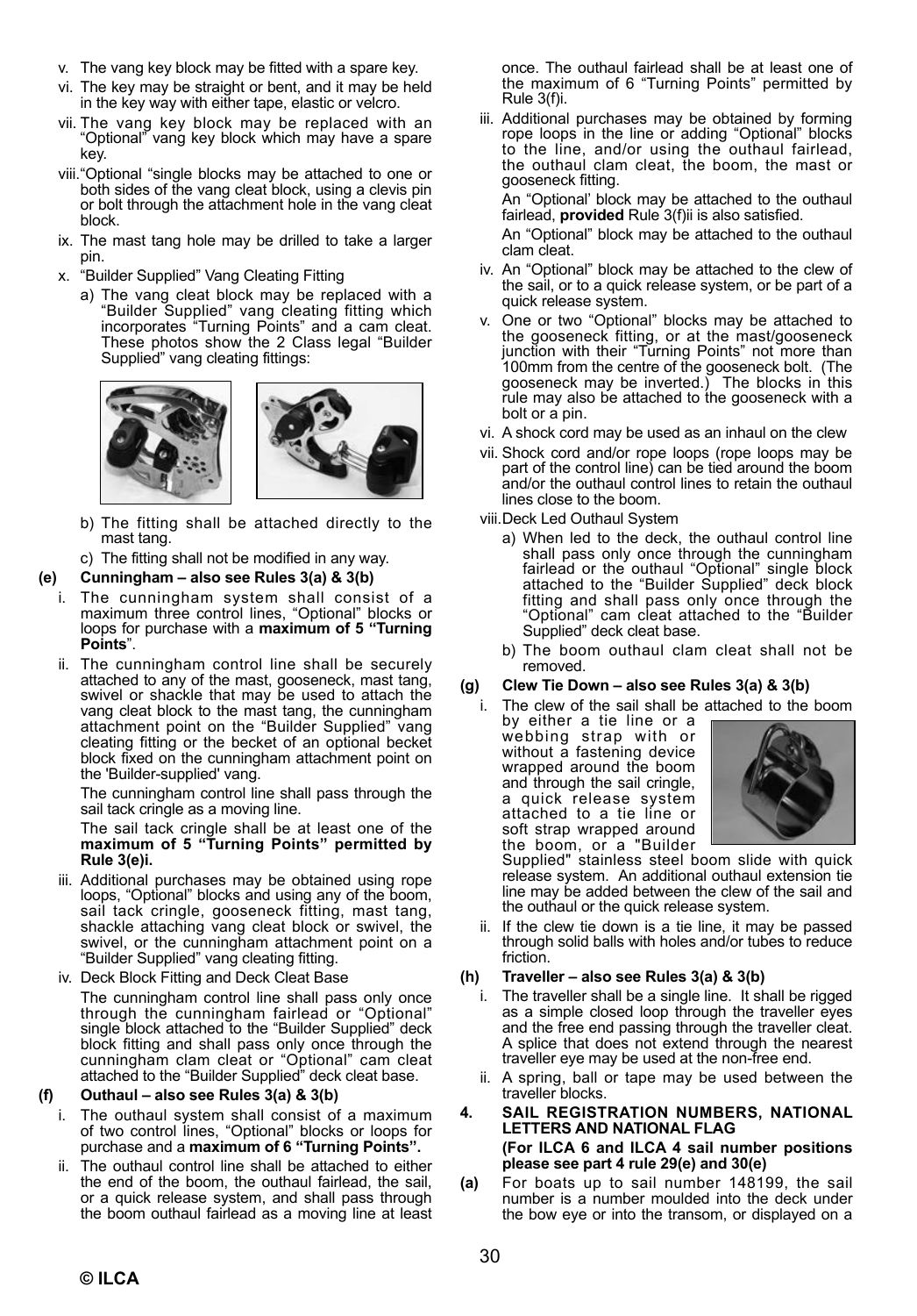v. The vang key block may be fitted with a spare key.

vi. The key may be straight or bent, and it may be held in the key way with either tape, elastic or velcro.

vii. The vang key block may be replaced with an "Optional" vang key block which may have a spare key.

viii. "Optional "single blocks may be attached to one or both sides of the vang cleat block, using a clevis pin or bolt through the attachment hole in the vang cleat block.

ix. The mast tang hole may be drilled to take a larger pin.

x. "Builder Supplied" Vang Cleating Fitting

a) The vang cleat block may be replaced with a "Builder Supplied" vang cleating fitting which incorporates "Turning Points" and a cam cleat. These photos show the 2 Class legal "Builder Supplied" vang cleating fittings:

b) The fitting shall be attached directly to the mast tang.

c) The fitting shall not be modified in any way.

**(e) Cunningham – also see Rules 3(a) & 3(b)**

i. The cunningham system shall consist of a maximum three control lines, "Optional" blocks or loops for purchase with a **maximum of 5 "Turning Points"**.

ii. The cunningham control line shall be securely attached to any of the mast, gooseneck, mast tang, swivel or shackle that may be used to attach the vang cleat block to the mast tang, the cunningham attachment point on the "Builder Supplied" vang cleating fitting or the becket of an optional becket block fixed on the cunningham attachment point on the 'Builder-supplied' vang.

The cunningham control line shall pass through the sail tack cringle as a moving line.

The sail tack cringle shall be at least one of the **maximum of 5 "Turning Points" permitted by Rule 3(e)i.**

iii. Additional purchases may be obtained using rope loops, "Optional" blocks and using any of the boom, sail tack cringle, gooseneck fitting, mast tang, shackle attaching vang cleat block or swivel, the swivel, or the cunningham attachment point on a "Builder Supplied" vang cleating fitting.

iv. Deck Block Fitting and Deck Cleat Base

The cunningham control line shall pass only once through the cunningham fairlead or "Optional" single block attached to the "Builder Supplied" deck block fitting and shall pass only once through the cunningham clam cleat or "Optional" cam cleat attached to the "Builder Supplied" deck cleat base.

**(f) Outhaul – also see Rules 3(a) & 3(b)**

i. The outhaul system shall consist of a maximum of two control lines, "Optional" blocks or loops for purchase and a **maximum of 6 "Turning Points".**

ii. The outhaul control line shall be attached to either the end of the boom, the outhaul fairlead, the sail, or a quick release system, and shall pass through the boom outhaul fairlead as a moving line at least once. The outhaul fairlead shall be at least one of the maximum of 6 "Turning Points" permitted by Rule 3(f)i.

iii. Additional purchases may be obtained by forming rope loops in the line or adding "Optional" blocks to the line, and/or using the outhaul fairlead, the outhaul clam cleat, the boom, the mast or gooseneck fitting.

An "Optional' block may be attached to the outhaul fairlead, **provided** Rule 3(f)ii is also satisfied.

An "Optional" block may be attached to the outhaul clam cleat.

iv. An "Optional" block may be attached to the clew of the sail, or to a quick release system, or be part of a quick release system.

v. One or two "Optional" blocks may be attached to the gooseneck fitting, or at the mast/gooseneck junction with their "Turning Points" not more than 100mm from the centre of the gooseneck bolt. (The gooseneck may be inverted.) The blocks in this rule may also be attached to the gooseneck with a bolt or a pin.

vi. A shock cord may be used as an inhaul on the clew

vii. Shock cord and/or rope loops (rope loops may be part of the control line) can be tied around the boom and/or the outhaul control lines to retain the outhaul lines close to the boom.

viii. Deck Led Outhaul System

a) When led to the deck, the outhaul control line shall pass only once through the cunningham fairlead or the outhaul "Optional" single block attached to the "Builder Supplied" deck block fitting and shall pass only once through the "Optional" cam cleat attached to the "Builder Supplied" deck cleat base.

b) The boom outhaul clam cleat shall not be removed.

**(g) Clew Tie Down – also see Rules 3(a) & 3(b)**

i. The clew of the sail shall be attached to the boom by either a tie line or a webbing strap with or without a fastening device wrapped around the boom and through the sail cringle, a quick release system attached to a tie line or soft strap wrapped around the boom, or a "Builder Supplied" stainless steel boom slide with quick release system. An additional outhaul extension tie line may be added between the clew of the sail and the outhaul or the quick release system.

ii. If the clew tie down is a tie line, it may be passed through solid balls with holes and/or tubes to reduce friction.

**(h) Traveller – also see Rules 3(a) & 3(b)**

i. The traveller shall be a single line. It shall be rigged as a simple closed loop through the traveller eyes and the free end passing through the traveller cleat. A splice that does not extend through the nearest traveller eye may be used at the non-free end.

ii. A spring, ball or tape may be used between the traveller blocks.

**4. SAIL REGISTRATION NUMBERS, NATIONAL LETTERS AND NATIONAL FLAG**

**(For ILCA 6 and ILCA 4 sail number positions please see part 4 rule 29(e) and 30(e)**

**(a)** For boats up to sail number 148199, the sail number is a number moulded into the deck under the bow eye or into the transom, or displayed on a

**© ILCA**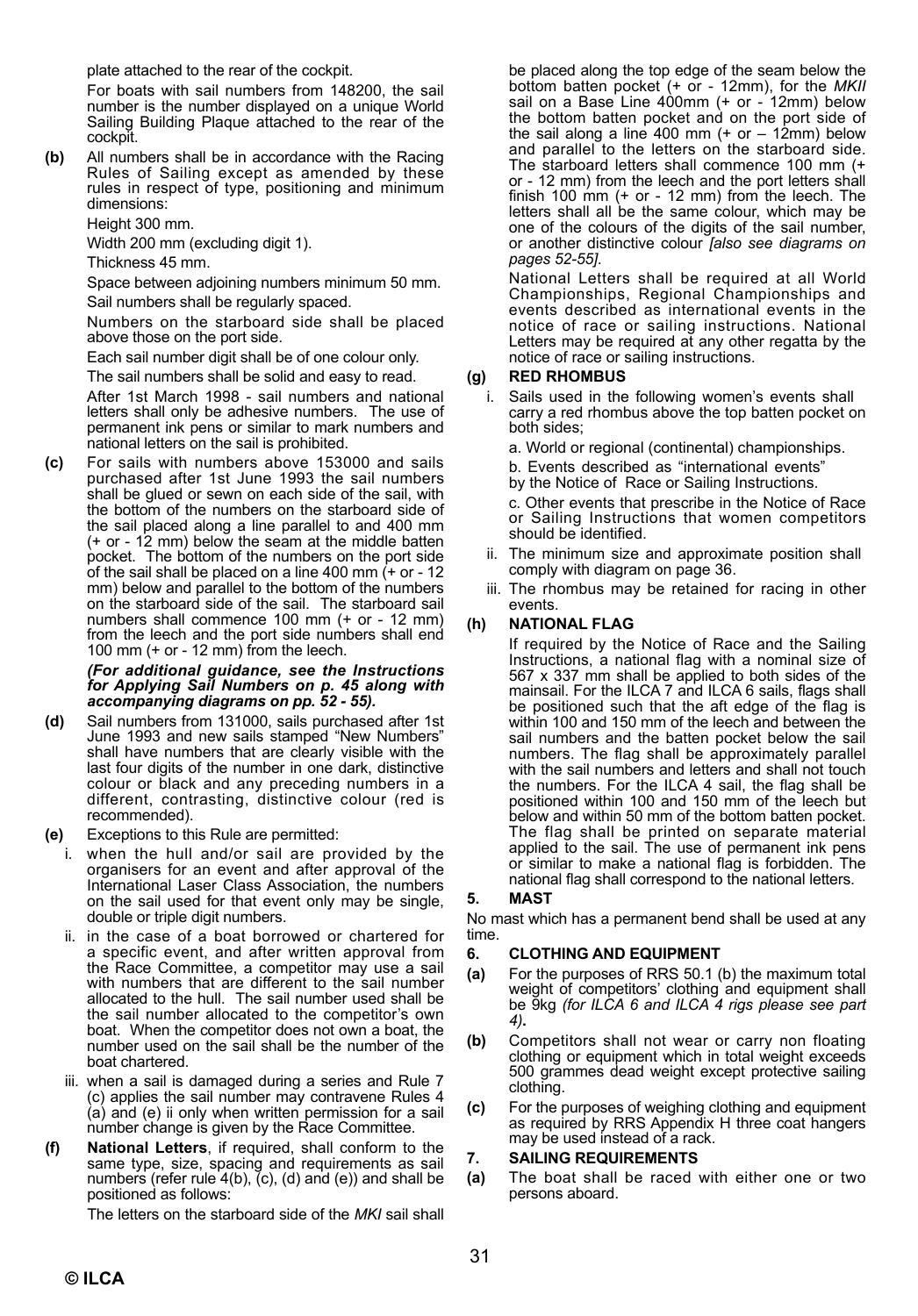plate attached to the rear of the cockpit.

For boats with sail numbers from 148200, the sail number is the number displayed on a unique World Sailing Building Plaque attached to the rear of the cockpit.

**(b)** All numbers shall be in accordance with the Racing Rules of Sailing except as amended by these rules in respect of type, positioning and minimum dimensions:

Height 300 mm.

Width 200 mm (excluding digit 1).

Thickness 45 mm.

Space between adjoining numbers minimum 50 mm.

Sail numbers shall be regularly spaced.

Numbers on the starboard side shall be placed above those on the port side.

Each sail number digit shall be of one colour only.

The sail numbers shall be solid and easy to read.

After 1st March 1998 - sail numbers and national letters shall only be adhesive numbers. The use of permanent ink pens or similar to mark numbers and national letters on the sail is prohibited.

**(c)** For sails with numbers above 153000 and sails purchased after 1st June 1993 the sail numbers shall be glued or sewn on each side of the sail, with the bottom of the numbers on the starboard side of the sail placed along a line parallel to and 400 mm (+ or - 12 mm) below the seam at the middle batten pocket. The bottom of the numbers on the port side of the sail shall be placed on a line 400 mm (+ or - 12 mm) below and parallel to the bottom of the numbers on the starboard side of the sail. The starboard sail numbers shall commence 100 mm (+ or - 12 mm) from the leech and the port side numbers shall end 100 mm (+ or - 12 mm) from the leech.

***(For additional guidance, see the Instructions for Applying Sail Numbers on p. 45 along with accompanying diagrams on pp. 52 - 55).***

**(d)** Sail numbers from 131000, sails purchased after 1st June 1993 and new sails stamped "New Numbers" shall have numbers that are clearly visible with the last four digits of the number in one dark, distinctive colour or black and any preceding numbers in a different, contrasting, distinctive colour (red is recommended).

**(e)** Exceptions to this Rule are permitted:

i. when the hull and/or sail are provided by the organisers for an event and after approval of the International Laser Class Association, the numbers on the sail used for that event only may be single, double or triple digit numbers.

ii. in the case of a boat borrowed or chartered for a specific event, and after written approval from the Race Committee, a competitor may use a sail with numbers that are different to the sail number allocated to the hull. The sail number used shall be the sail number allocated to the competitor's own boat. When the competitor does not own a boat, the number used on the sail shall be the number of the boat chartered.

iii. when a sail is damaged during a series and Rule 7 (c) applies the sail number may contravene Rules 4 (a) and (e) ii only when written permission for a sail number change is given by the Race Committee.

**(f)** **National Letters**, if required, shall conform to the same type, size, spacing and requirements as sail numbers (refer rule 4(b), (c), (d) and (e)) and shall be positioned as follows:

The letters on the starboard side of the *MKI* sail shall be placed along the top edge of the seam below the bottom batten pocket (+ or - 12mm), for the *MKII* sail on a Base Line 400mm (+ or - 12mm) below the bottom batten pocket and on the port side of the sail along a line 400 mm (+ or – 12mm) below and parallel to the letters on the starboard side. The starboard letters shall commence 100 mm (+ or - 12 mm) from the leech and the port letters shall finish 100 mm (+ or - 12 mm) from the leech. The letters shall all be the same colour, which may be one of the colours of the digits of the sail number, or another distinctive colour *[also see diagrams on pages 52-55]*.

National Letters shall be required at all World Championships, Regional Championships and events described as international events in the notice of race or sailing instructions. National Letters may be required at any other regatta by the notice of race or sailing instructions.

**(g)** **RED RHOMBUS**

i. Sails used in the following women's events shall carry a red rhombus above the top batten pocket on both sides;

a. World or regional (continental) championships.

b. Events described as "international events" by the Notice of Race or Sailing Instructions.

c. Other events that prescribe in the Notice of Race or Sailing Instructions that women competitors should be identified.

ii. The minimum size and approximate position shall comply with diagram on page 36.

iii. The rhombus may be retained for racing in other events.

**(h)** **NATIONAL FLAG**

If required by the Notice of Race and the Sailing Instructions, a national flag with a nominal size of 567 x 337 mm shall be applied to both sides of the mainsail. For the ILCA 7 and ILCA 6 sails, flags shall be positioned such that the aft edge of the flag is within 100 and 150 mm of the leech and between the sail numbers and the batten pocket below the sail numbers. The flag shall be approximately parallel with the sail numbers and letters and shall not touch the numbers. For the ILCA 4 sail, the flag shall be positioned within 100 and 150 mm of the leech but below and within 50 mm of the bottom batten pocket. The flag shall be printed on separate material applied to the sail. The use of permanent ink pens or similar to make a national flag is forbidden. The national flag shall correspond to the national letters.

## 5. MAST

No mast which has a permanent bend shall be used at any time.

## 6. CLOTHING AND EQUIPMENT

**(a)** For the purposes of RRS 50.1 (b) the maximum total weight of competitors' clothing and equipment shall be 9kg *(for ILCA 6 and ILCA 4 rigs please see part 4)*.

**(b)** Competitors shall not wear or carry non floating clothing or equipment which in total weight exceeds 500 grammes dead weight except protective sailing clothing.

**(c)** For the purposes of weighing clothing and equipment as required by RRS Appendix H three coat hangers may be used instead of a rack.

## 7. SAILING REQUIREMENTS

**(a)** The boat shall be raced with either one or two persons aboard.

© ILCA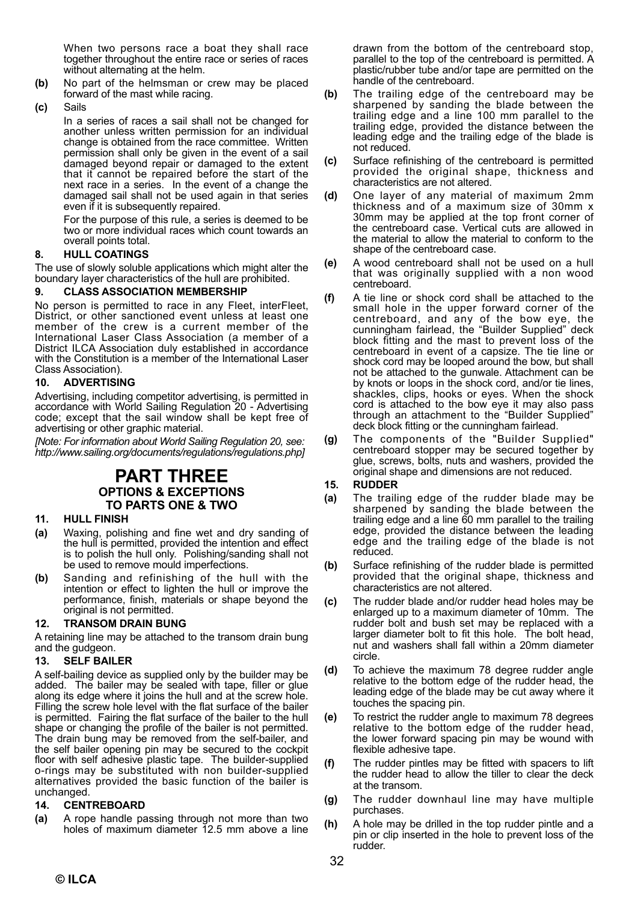When two persons race a boat they shall race together throughout the entire race or series of races without alternating at the helm.

**(b)** No part of the helmsman or crew may be placed forward of the mast while racing.

**(c)** Sails

In a series of races a sail shall not be changed for another unless written permission for an individual change is obtained from the race committee. Written permission shall only be given in the event of a sail damaged beyond repair or damaged to the extent that it cannot be repaired before the start of the next race in a series. In the event of a change the damaged sail shall not be used again in that series even if it is subsequently repaired.

For the purpose of this rule, a series is deemed to be two or more individual races which count towards an overall points total.

### 8. HULL COATINGS

The use of slowly soluble applications which might alter the boundary layer characteristics of the hull are prohibited.

### 9. CLASS ASSOCIATION MEMBERSHIP

No person is permitted to race in any Fleet, interFleet, District, or other sanctioned event unless at least one member of the crew is a current member of the International Laser Class Association (a member of a District ILCA Association duly established in accordance with the Constitution is a member of the International Laser Class Association).

### 10. ADVERTISING

Advertising, including competitor advertising, is permitted in accordance with World Sailing Regulation 20 - Advertising code; except that the sail window shall be kept free of advertising or other graphic material.

*[Note: For information about World Sailing Regulation 20, see: http://www.sailing.org/documents/regulations/regulations.php]*

# PART THREE
## OPTIONS & EXCEPTIONS TO PARTS ONE & TWO

### 11. HULL FINISH

**(a)** Waxing, polishing and fine wet and dry sanding of the hull is permitted, provided the intention and effect is to polish the hull only. Polishing/sanding shall not be used to remove mould imperfections.

**(b)** Sanding and refinishing of the hull with the intention or effect to lighten the hull or improve the performance, finish, materials or shape beyond the original is not permitted.

### 12. TRANSOM DRAIN BUNG

A retaining line may be attached to the transom drain bung and the gudgeon.

### 13. SELF BAILER

A self-bailing device as supplied only by the builder may be added. The bailer may be sealed with tape, filler or glue along its edge where it joins the hull and at the screw hole. Filling the screw hole level with the flat surface of the bailer is permitted. Fairing the flat surface of the bailer to the hull shape or changing the profile of the bailer is not permitted. The drain bung may be removed from the self-bailer, and the self bailer opening pin may be secured to the cockpit floor with self adhesive plastic tape. The builder-supplied o-rings may be substituted with non builder-supplied alternatives provided the basic function of the bailer is unchanged.

### 14. CENTREBOARD

**(a)** A rope handle passing through not more than two holes of maximum diameter 12.5 mm above a line drawn from the bottom of the centreboard stop, parallel to the top of the centreboard is permitted. A plastic/rubber tube and/or tape are permitted on the handle of the centreboard.

**(b)** The trailing edge of the centreboard may be sharpened by sanding the blade between the trailing edge and a line 100 mm parallel to the trailing edge, provided the distance between the leading edge and the trailing edge of the blade is not reduced.

**(c)** Surface refinishing of the centreboard is permitted provided the original shape, thickness and characteristics are not altered.

**(d)** One layer of any material of maximum 2mm thickness and of a maximum size of 30mm x 30mm may be applied at the top front corner of the centreboard case. Vertical cuts are allowed in the material to allow the material to conform to the shape of the centreboard case.

**(e)** A wood centreboard shall not be used on a hull that was originally supplied with a non wood centreboard.

**(f)** A tie line or shock cord shall be attached to the small hole in the upper forward corner of the centreboard, and any of the bow eye, the cunningham fairlead, the "Builder Supplied" deck block fitting and the mast to prevent loss of the centreboard in event of a capsize. The tie line or shock cord may be looped around the bow, but shall not be attached to the gunwale. Attachment can be by knots or loops in the shock cord, and/or tie lines, shackles, clips, hooks or eyes. When the shock cord is attached to the bow eye it may also pass through an attachment to the "Builder Supplied" deck block fitting or the cunningham fairlead.

**(g)** The components of the "Builder Supplied" centreboard stopper may be secured together by glue, screws, bolts, nuts and washers, provided the original shape and dimensions are not reduced.

### 15. RUDDER

**(a)** The trailing edge of the rudder blade may be sharpened by sanding the blade between the trailing edge and a line 60 mm parallel to the trailing edge, provided the distance between the leading edge and the trailing edge of the blade is not reduced.

**(b)** Surface refinishing of the rudder blade is permitted provided that the original shape, thickness and characteristics are not altered.

**(c)** The rudder blade and/or rudder head holes may be enlarged up to a maximum diameter of 10mm. The rudder bolt and bush set may be replaced with a larger diameter bolt to fit this hole. The bolt head, nut and washers shall fall within a 20mm diameter circle.

**(d)** To achieve the maximum 78 degree rudder angle relative to the bottom edge of the rudder head, the leading edge of the blade may be cut away where it touches the spacing pin.

**(e)** To restrict the rudder angle to maximum 78 degrees relative to the bottom edge of the rudder head, the lower forward spacing pin may be wound with flexible adhesive tape.

**(f)** The rudder pintles may be fitted with spacers to lift the rudder head to allow the tiller to clear the deck at the transom.

**(g)** The rudder downhaul line may have multiple purchases.

**(h)** A hole may be drilled in the top rudder pintle and a pin or clip inserted in the hole to prevent loss of the rudder.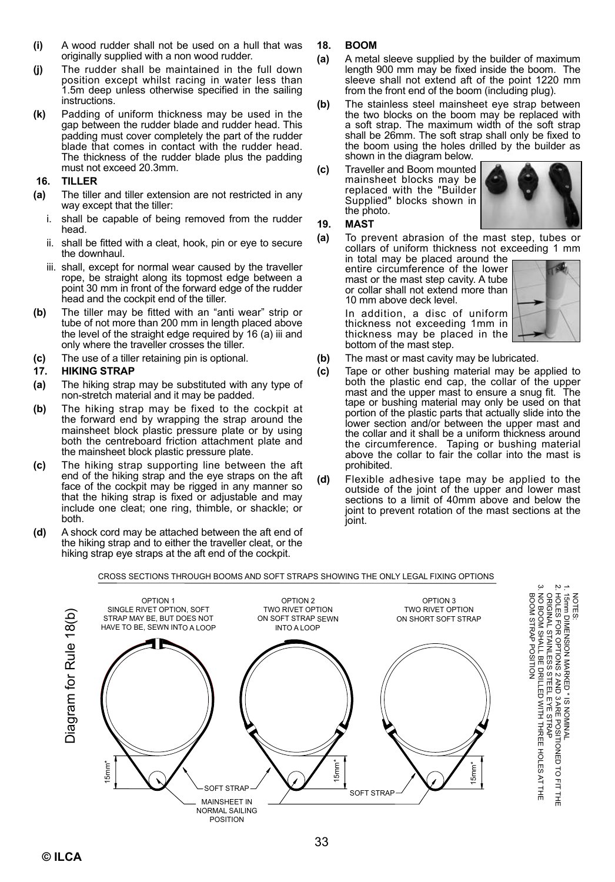**(i)** A wood rudder shall not be used on a hull that was originally supplied with a non wood rudder.

**(j)** The rudder shall be maintained in the full down position except whilst racing in water less than 1.5m deep unless otherwise specified in the sailing instructions.

**(k)** Padding of uniform thickness may be used in the gap between the rudder blade and rudder head. This padding must cover completely the part of the rudder blade that comes in contact with the rudder head. The thickness of the rudder blade plus the padding must not exceed 20.3mm.

**16. TILLER**

**(a)** The tiller and tiller extension are not restricted in any way except that the tiller:

i. shall be capable of being removed from the rudder head.

ii. shall be fitted with a cleat, hook, pin or eye to secure the downhaul.

iii. shall, except for normal wear caused by the traveller rope, be straight along its topmost edge between a point 30 mm in front of the forward edge of the rudder head and the cockpit end of the tiller.

**(b)** The tiller may be fitted with an "anti wear" strip or tube of not more than 200 mm in length placed above the level of the straight edge required by 16 (a) iii and only where the traveller crosses the tiller.

**(c)** The use of a tiller retaining pin is optional.

**17. HIKING STRAP**

**(a)** The hiking strap may be substituted with any type of non-stretch material and it may be padded.

**(b)** The hiking strap may be fixed to the cockpit at the forward end by wrapping the strap around the mainsheet block plastic pressure plate or by using both the centreboard friction attachment plate and the mainsheet block plastic pressure plate.

**(c)** The hiking strap supporting line between the aft end of the hiking strap and the eye straps on the aft face of the cockpit may be rigged in any manner so that the hiking strap is fixed or adjustable and may include one cleat; one ring, thimble, or shackle; or both.

**(d)** A shock cord may be attached between the aft end of the hiking strap and to either the traveller cleat, or the hiking strap eye straps at the aft end of the cockpit.

**18. BOOM**

**(a)** A metal sleeve supplied by the builder of maximum length 900 mm may be fixed inside the boom. The sleeve shall not extend aft of the point 1220 mm from the front end of the boom (including plug).

**(b)** The stainless steel mainsheet eye strap between the two blocks on the boom may be replaced with a soft strap. The maximum width of the soft strap shall be 26mm. The soft strap shall only be fixed to the boom using the holes drilled by the builder as shown in the diagram below.

**(c)** Traveller and Boom mounted mainsheet blocks may be replaced with the "Builder Supplied" blocks shown in the photo.

**19. MAST**

**(a)** To prevent abrasion of the mast step, tubes or collars of uniform thickness not exceeding 1 mm in total may be placed around the entire circumference of the lower mast or the mast step cavity. A tube or collar shall not extend more than 10 mm above deck level.

In addition, a disc of uniform thickness not exceeding 1mm in thickness may be placed in the bottom of the mast step.

**(b)** The mast or mast cavity may be lubricated.

**(c)** Tape or other bushing material may be applied to both the plastic end cap, the collar of the upper mast and the upper mast to ensure a snug fit. The tape or bushing material may only be used on that portion of the plastic parts that actually slide into the lower section and/or between the upper mast and the collar and it shall be a uniform thickness around the circumference. Taping or bushing material above the collar to fair the collar into the mast is prohibited.

**(d)** Flexible adhesive tape may be applied to the outside of the joint of the upper and lower mast sections to a limit of 40mm above and below the joint to prevent rotation of the mast sections at the joint.

Diagram for Rule 18(b)

CROSS SECTIONS THROUGH BOOMS AND SOFT STRAPS SHOWING THE ONLY LEGAL FIXING OPTIONS

OPTION 1: SINGLE RIVET OPTION, SOFT STRAP MAY BE, BUT DOES NOT HAVE TO BE, SEWN INTO A LOOP

OPTION 2: TWO RIVET OPTION ON SOFT STRAP SEWN INTO A LOOP

OPTION 3: TWO RIVET OPTION ON SHORT SOFT STRAP

15mm* — SOFT STRAP — MAINSHEET IN NORMAL SAILING POSITION

NOTES:
1. 15mm DIMENSION MARKED * IS NOMINAL
2. HOLES FOR OPTIONS 2 AND 3 ARE POSITIONED TO FIT THE ORIGINAL STAINLESS STEEL EYE STRAP
3. NO BOOM SHALL BE DRILLED WITH THREE HOLES AT THE BOOM STRAP POSITION

© ILCA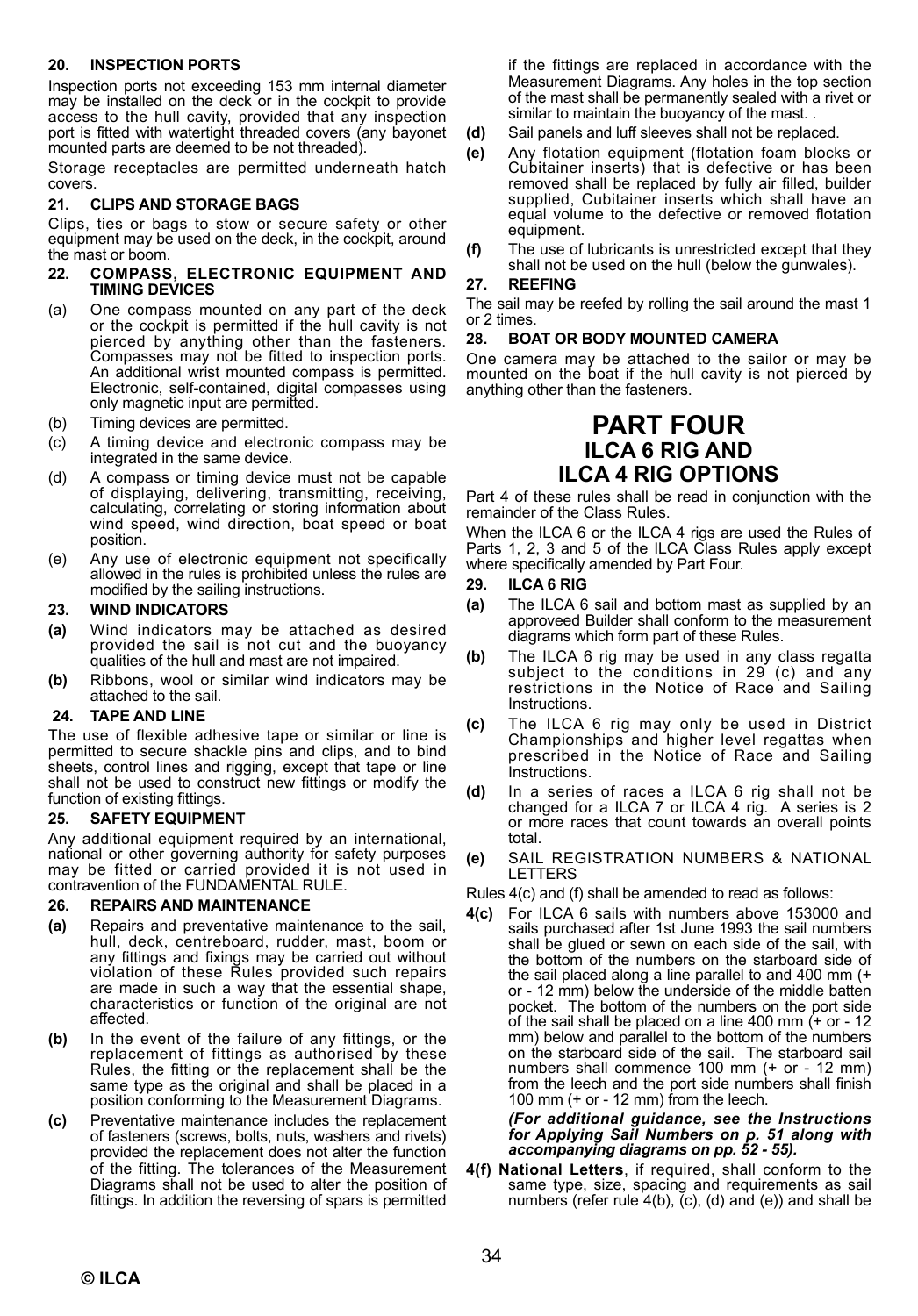### 20. INSPECTION PORTS

Inspection ports not exceeding 153 mm internal diameter may be installed on the deck or in the cockpit to provide access to the hull cavity, provided that any inspection port is fitted with watertight threaded covers (any bayonet mounted parts are deemed to be not threaded).

Storage receptacles are permitted underneath hatch covers.

### 21. CLIPS AND STORAGE BAGS

Clips, ties or bags to stow or secure safety or other equipment may be used on the deck, in the cockpit, around the mast or boom.

### 22. COMPASS, ELECTRONIC EQUIPMENT AND TIMING DEVICES

(a) One compass mounted on any part of the deck or the cockpit is permitted if the hull cavity is not pierced by anything other than the fasteners. Compasses may not be fitted to inspection ports. An additional wrist mounted compass is permitted. Electronic, self-contained, digital compasses using only magnetic input are permitted.

(b) Timing devices are permitted.

(c) A timing device and electronic compass may be integrated in the same device.

(d) A compass or timing device must not be capable of displaying, delivering, transmitting, receiving, calculating, correlating or storing information about wind speed, wind direction, boat speed or boat position.

(e) Any use of electronic equipment not specifically allowed in the rules is prohibited unless the rules are modified by the sailing instructions.

### 23. WIND INDICATORS

**(a)** Wind indicators may be attached as desired provided the sail is not cut and the buoyancy qualities of the hull and mast are not impaired.

**(b)** Ribbons, wool or similar wind indicators may be attached to the sail.

### 24. TAPE AND LINE

The use of flexible adhesive tape or similar or line is permitted to secure shackle pins and clips, and to bind sheets, control lines and rigging, except that tape or line shall not be used to construct new fittings or modify the function of existing fittings.

### 25. SAFETY EQUIPMENT

Any additional equipment required by an international, national or other governing authority for safety purposes may be fitted or carried provided it is not used in contravention of the FUNDAMENTAL RULE.

### 26. REPAIRS AND MAINTENANCE

**(a)** Repairs and preventative maintenance to the sail, hull, deck, centreboard, rudder, mast, boom or any fittings and fixings may be carried out without violation of these Rules provided such repairs are made in such a way that the essential shape, characteristics or function of the original are not affected.

**(b)** In the event of the failure of any fittings, or the replacement of fittings as authorised by these Rules, the fitting or the replacement shall be the same type as the original and shall be placed in a position conforming to the Measurement Diagrams.

**(c)** Preventative maintenance includes the replacement of fasteners (screws, bolts, nuts, washers and rivets) provided the replacement does not alter the function of the fitting. The tolerances of the Measurement Diagrams shall not be used to alter the position of fittings. In addition the reversing of spars is permitted if the fittings are replaced in accordance with the Measurement Diagrams. Any holes in the top section of the mast shall be permanently sealed with a rivet or similar to maintain the buoyancy of the mast. .

**(d)** Sail panels and luff sleeves shall not be replaced.

**(e)** Any flotation equipment (flotation foam blocks or Cubitainer inserts) that is defective or has been removed shall be replaced by fully air filled, builder supplied, Cubitainer inserts which shall have an equal volume to the defective or removed flotation equipment.

**(f)** The use of lubricants is unrestricted except that they shall not be used on the hull (below the gunwales).

### 27. REEFING

The sail may be reefed by rolling the sail around the mast 1 or 2 times.

### 28. BOAT OR BODY MOUNTED CAMERA

One camera may be attached to the sailor or may be mounted on the boat if the hull cavity is not pierced by anything other than the fasteners.

# PART FOUR
## ILCA 6 RIG AND ILCA 4 RIG OPTIONS

Part 4 of these rules shall be read in conjunction with the remainder of the Class Rules.

When the ILCA 6 or the ILCA 4 rigs are used the Rules of Parts 1, 2, 3 and 5 of the ILCA Class Rules apply except where specifically amended by Part Four.

### 29. ILCA 6 RIG

**(a)** The ILCA 6 sail and bottom mast as supplied by an approveed Builder shall conform to the measurement diagrams which form part of these Rules.

**(b)** The ILCA 6 rig may be used in any class regatta subject to the conditions in 29 (c) and any restrictions in the Notice of Race and Sailing Instructions.

**(c)** The ILCA 6 rig may only be used in District Championships and higher level regattas when prescribed in the Notice of Race and Sailing Instructions.

**(d)** In a series of races a ILCA 6 rig shall not be changed for a ILCA 7 or ILCA 4 rig. A series is 2 or more races that count towards an overall points total.

**(e)** SAIL REGISTRATION NUMBERS & NATIONAL LETTERS

Rules 4(c) and (f) shall be amended to read as follows:

**4(c)** For ILCA 6 sails with numbers above 153000 and sails purchased after 1st June 1993 the sail numbers shall be glued or sewn on each side of the sail, with the bottom of the numbers on the starboard side of the sail placed along a line parallel to and 400 mm (+ or - 12 mm) below the underside of the middle batten pocket. The bottom of the numbers on the port side of the sail shall be placed on a line 400 mm (+ or - 12 mm) below and parallel to the bottom of the numbers on the starboard side of the sail. The starboard sail numbers shall commence 100 mm (+ or - 12 mm) from the leech and the port side numbers shall finish 100 mm (+ or - 12 mm) from the leech.

***(For additional guidance, see the Instructions for Applying Sail Numbers on p. 51 along with accompanying diagrams on pp. 52 - 55).***

**4(f) National Letters**, if required, shall conform to the same type, size, spacing and requirements as sail numbers (refer rule 4(b), (c), (d) and (e)) and shall be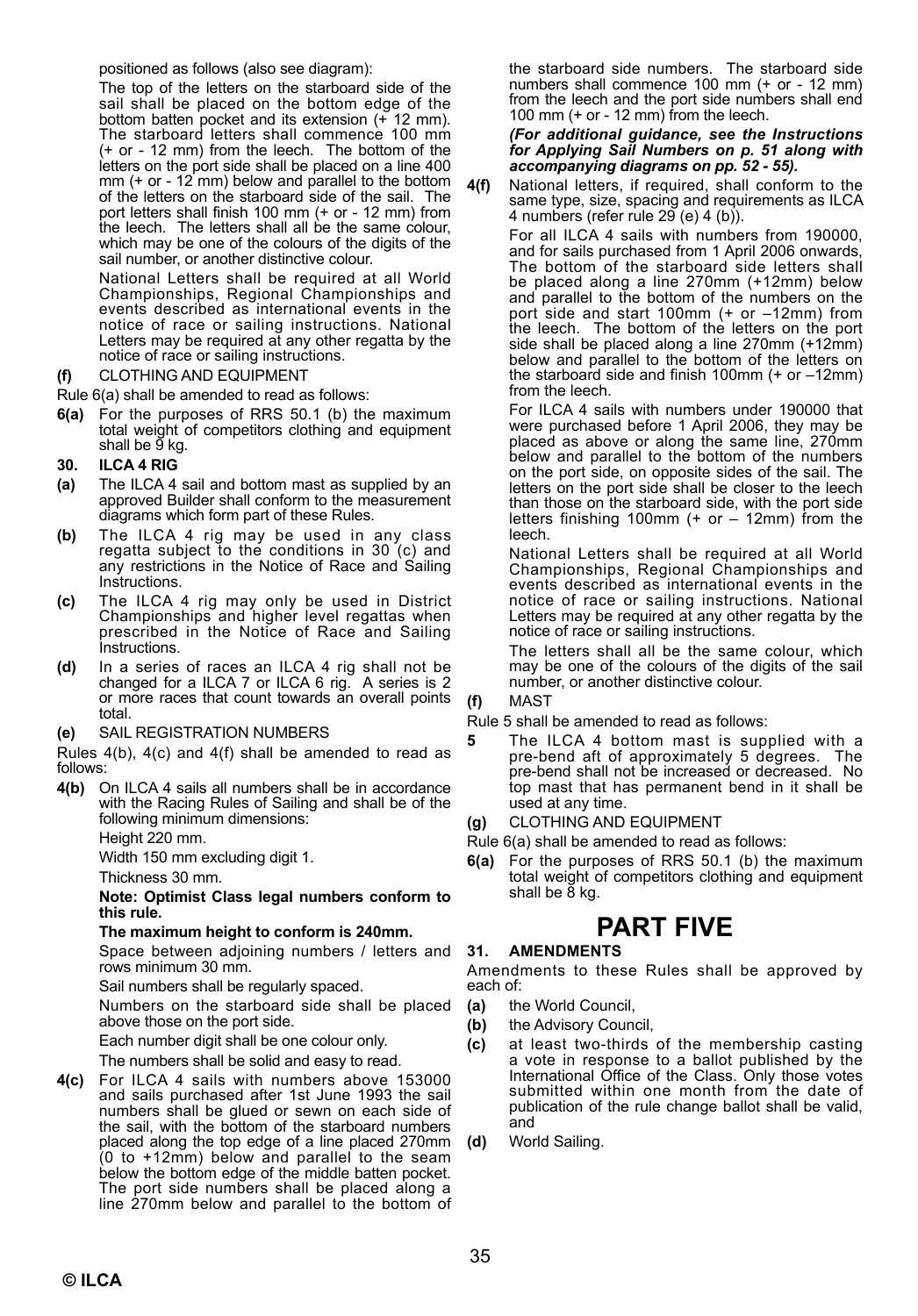positioned as follows (also see diagram):

The top of the letters on the starboard side of the sail shall be placed on the bottom edge of the bottom batten pocket and its extension (+ 12 mm). The starboard letters shall commence 100 mm (+ or - 12 mm) from the leech. The bottom of the letters on the port side shall be placed on a line 400 mm (+ or - 12 mm) below and parallel to the bottom of the letters on the starboard side of the sail. The port letters shall finish 100 mm (+ or - 12 mm) from the leech. The letters shall all be the same colour, which may be one of the colours of the digits of the sail number, or another distinctive colour.

National Letters shall be required at all World Championships, Regional Championships and events described as international events in the notice of race or sailing instructions. National Letters may be required at any other regatta by the notice of race or sailing instructions.

**(f)** CLOTHING AND EQUIPMENT

Rule 6(a) shall be amended to read as follows:

**6(a)** For the purposes of RRS 50.1 (b) the maximum total weight of competitors clothing and equipment shall be 9 kg.

### 30. ILCA 4 RIG

**(a)** The ILCA 4 sail and bottom mast as supplied by an approved Builder shall conform to the measurement diagrams which form part of these Rules.

**(b)** The ILCA 4 rig may be used in any class regatta subject to the conditions in 30 (c) and any restrictions in the Notice of Race and Sailing Instructions.

**(c)** The ILCA 4 rig may only be used in District Championships and higher level regattas when prescribed in the Notice of Race and Sailing Instructions.

**(d)** In a series of races an ILCA 4 rig shall not be changed for a ILCA 7 or ILCA 6 rig. A series is 2 or more races that count towards an overall points total.

**(e)** SAIL REGISTRATION NUMBERS

Rules 4(b), 4(c) and 4(f) shall be amended to read as follows:

**4(b)** On ILCA 4 sails all numbers shall be in accordance with the Racing Rules of Sailing and shall be of the following minimum dimensions:

Height 220 mm.

Width 150 mm excluding digit 1.

Thickness 30 mm.

**Note: Optimist Class legal numbers conform to this rule.**

**The maximum height to conform is 240mm.**

Space between adjoining numbers / letters and rows minimum 30 mm.

Sail numbers shall be regularly spaced.

Numbers on the starboard side shall be placed above those on the port side.

Each number digit shall be one colour only.

The numbers shall be solid and easy to read.

**4(c)** For ILCA 4 sails with numbers above 153000 and sails purchased after 1st June 1993 the sail numbers shall be glued or sewn on each side of the sail, with the bottom of the starboard numbers placed along the top edge of a line placed 270mm (0 to +12mm) below and parallel to the seam below the bottom edge of the middle batten pocket. The port side numbers shall be placed along a line 270mm below and parallel to the bottom of the starboard side numbers. The starboard side numbers shall commence 100 mm (+ or - 12 mm) from the leech and the port side numbers shall end 100 mm (+ or - 12 mm) from the leech.

***(For additional guidance, see the Instructions for Applying Sail Numbers on p. 51 along with accompanying diagrams on pp. 52 - 55).***

**4(f)** National letters, if required, shall conform to the same type, size, spacing and requirements as ILCA 4 numbers (refer rule 29 (e) 4 (b)).

For all ILCA 4 sails with numbers from 190000, and for sails purchased from 1 April 2006 onwards, The bottom of the starboard side letters shall be placed along a line 270mm (+12mm) below and parallel to the bottom of the numbers on the port side and start 100mm (+ or –12mm) from the leech. The bottom of the letters on the port side shall be placed along a line 270mm (+12mm) below and parallel to the bottom of the letters on the starboard side and finish 100mm (+ or –12mm) from the leech.

For ILCA 4 sails with numbers under 190000 that were purchased before 1 April 2006, they may be placed as above or along the same line, 270mm below and parallel to the bottom of the numbers on the port side, on opposite sides of the sail. The letters on the port side shall be closer to the leech than those on the starboard side, with the port side letters finishing 100mm (+ or – 12mm) from the leech.

National Letters shall be required at all World Championships, Regional Championships and events described as international events in the notice of race or sailing instructions. National Letters may be required at any other regatta by the notice of race or sailing instructions.

The letters shall all be the same colour, which may be one of the colours of the digits of the sail number, or another distinctive colour.

**(f)** MAST

Rule 5 shall be amended to read as follows:

**5** The ILCA 4 bottom mast is supplied with a pre-bend aft of approximately 5 degrees. The pre-bend shall not be increased or decreased. No top mast that has permanent bend in it shall be used at any time.

**(g)** CLOTHING AND EQUIPMENT

Rule 6(a) shall be amended to read as follows:

**6(a)** For the purposes of RRS 50.1 (b) the maximum total weight of competitors clothing and equipment shall be 8 kg.

# PART FIVE

### 31. AMENDMENTS

Amendments to these Rules shall be approved by each of:

**(a)** the World Council,

**(b)** the Advisory Council,

**(c)** at least two-thirds of the membership casting a vote in response to a ballot published by the International Office of the Class. Only those votes submitted within one month from the date of publication of the rule change ballot shall be valid, and

**(d)** World Sailing.

© ILCA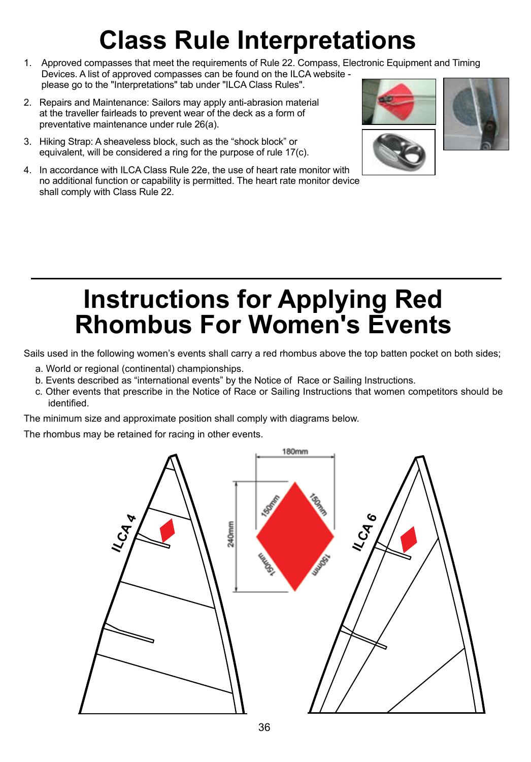# Class Rule Interpretations

1. Approved compasses that meet the requirements of Rule 22. Compass, Electronic Equipment and Timing Devices. A list of approved compasses can be found on the ILCA website - please go to the "Interpretations" tab under "ILCA Class Rules".
2. Repairs and Maintenance: Sailors may apply anti-abrasion material at the traveller fairleads to prevent wear of the deck as a form of preventative maintenance under rule 26(a).
3. Hiking Strap: A sheaveless block, such as the "shock block" or equivalent, will be considered a ring for the purpose of rule 17(c).
4. In accordance with ILCA Class Rule 22e, the use of heart rate monitor with no additional function or capability is permitted. The heart rate monitor device shall comply with Class Rule 22.

# Instructions for Applying Red Rhombus For Women's Events

Sails used in the following women's events shall carry a red rhombus above the top batten pocket on both sides;

a. World or regional (continental) championships.
b. Events described as "international events" by the Notice of Race or Sailing Instructions.
c. Other events that prescribe in the Notice of Race or Sailing Instructions that women competitors should be identified.

The minimum size and approximate position shall comply with diagrams below.

The rhombus may be retained for racing in other events.

ILCA 4

180mm

240mm

150mm

150mm

150mm

150mm

ILCA 6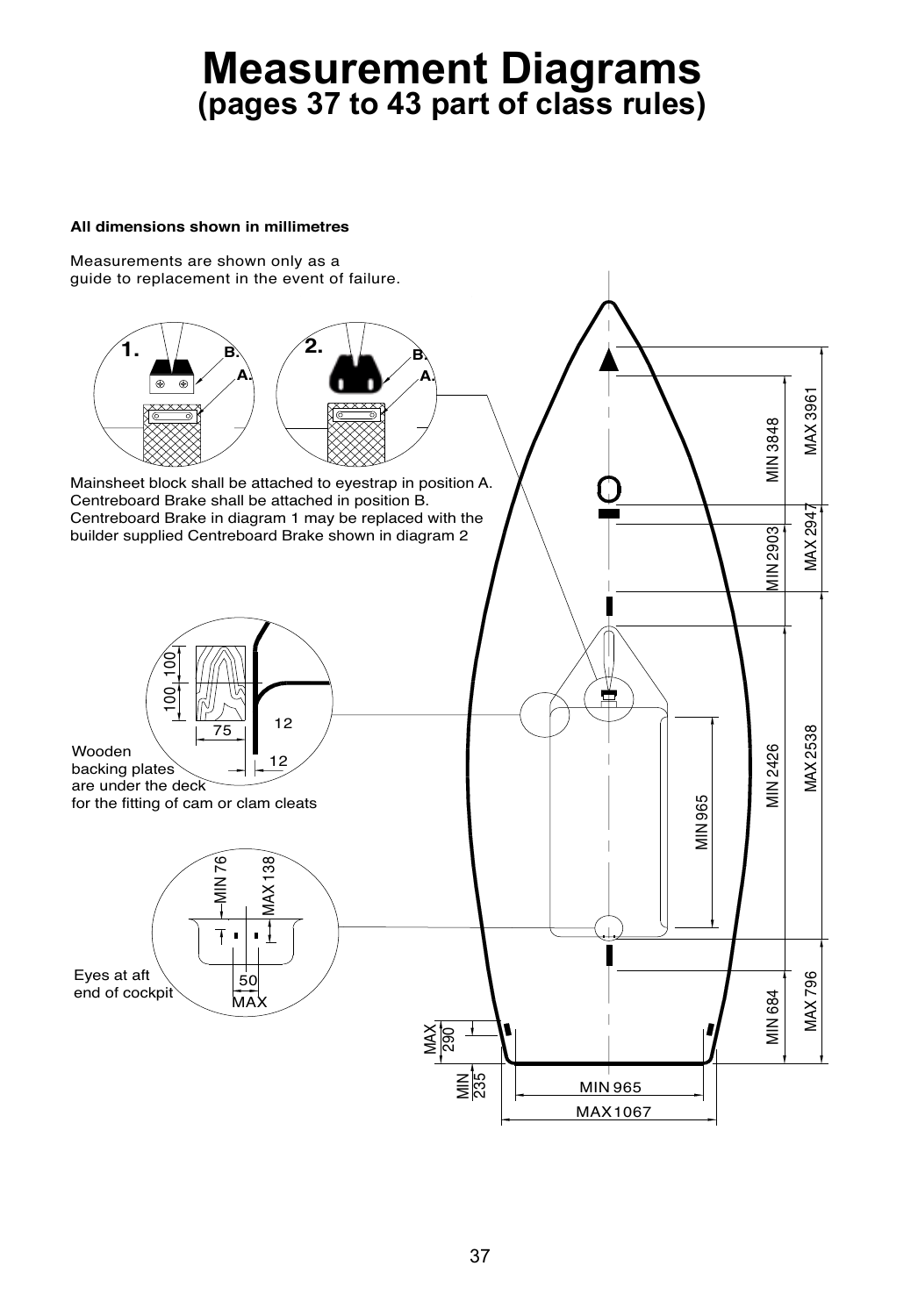# Measurement Diagrams
## (pages 37 to 43 part of class rules)

**All dimensions shown in millimetres**

Measurements are shown only as a guide to replacement in the event of failure.

1. B. A.

2. B. A.

Mainsheet block shall be attached to eyestrap in position A.
Centreboard Brake shall be attached in position B.
Centreboard Brake in diagram 1 may be replaced with the builder supplied Centreboard Brake shown in diagram 2

100 100 75 12 12

Wooden backing plates are under the deck for the fitting of cam or clam cleats

MIN 76 MAX 138 50 MAX

Eyes at aft end of cockpit

MIN 3848 MAX 3961

MIN 2903 MAX 2947

MIN 2426 MAX 2538

MIN 965

MIN 684 MAX 796

MAX 290

MIN 235

MIN 965

MAX 1067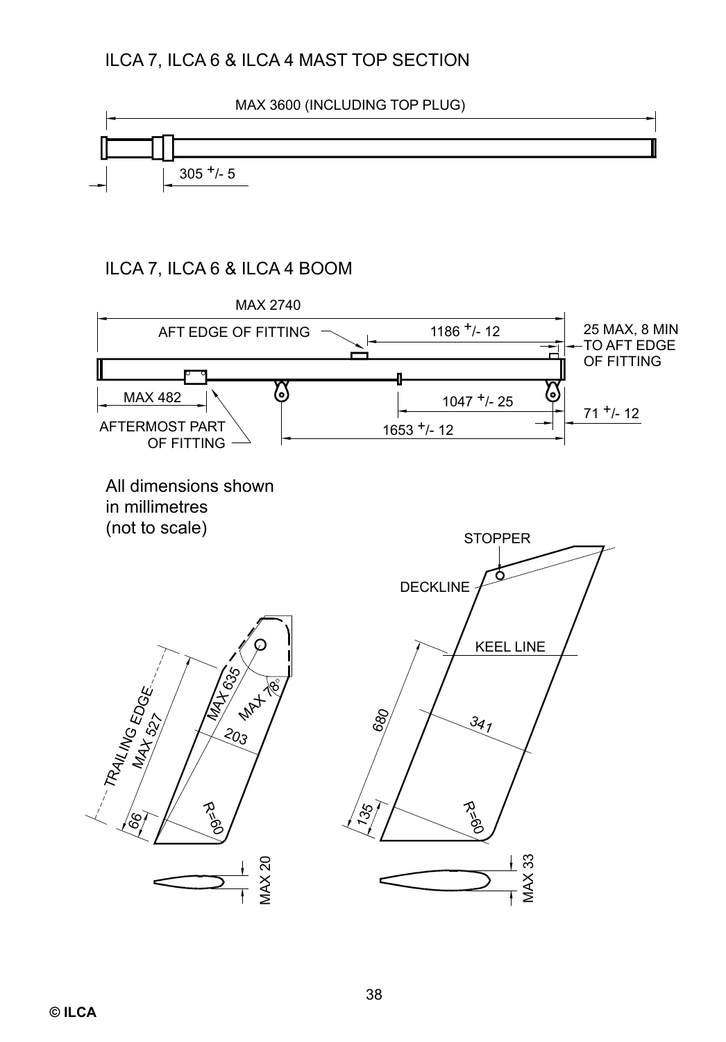## ILCA 7, ILCA 6 & ILCA 4 MAST TOP SECTION

MAX 3600 (INCLUDING TOP PLUG)

305 +/- 5

## ILCA 7, ILCA 6 & ILCA 4 BOOM

MAX 2740

AFT EDGE OF FITTING

1186 +/- 12

25 MAX, 8 MIN TO AFT EDGE OF FITTING

MAX 482

AFTERMOST PART OF FITTING

1047 +/- 25

71 +/- 12

1653 +/- 12

All dimensions shown in millimetres (not to scale)

TRAILING EDGE MAX 527

MAX 635

MAX 78°

203

66

R=60

MAX 20

STOPPER

DECKLINE

KEEL LINE

680

341

135

R=60

MAX 33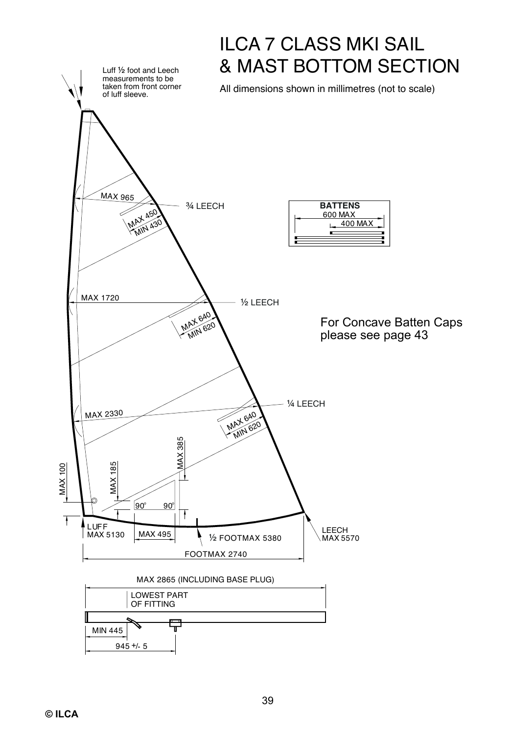# ILCA 7 CLASS MKI SAIL & MAST BOTTOM SECTION

All dimensions shown in millimetres (not to scale)

Luff ½ foot and Leech measurements to be taken from front corner of luff sleeve.

MAX 965

¾ LEECH

MAX 450
MIN 430

**BATTENS**
600 MAX
400 MAX

MAX 1720

½ LEECH

MAX 640
MIN 620

For Concave Batten Caps please see page 43

¼ LEECH

MAX 2330

MAX 640
MIN 620

MAX 385

MAX 100

MAX 185

90° 90°

LUFF
MAX 5130

MAX 495

½ FOOTMAX 5380

LEECH
MAX 5570

FOOTMAX 2740

MAX 2865 (INCLUDING BASE PLUG)

LOWEST PART OF FITTING

MIN 445

945 +/- 5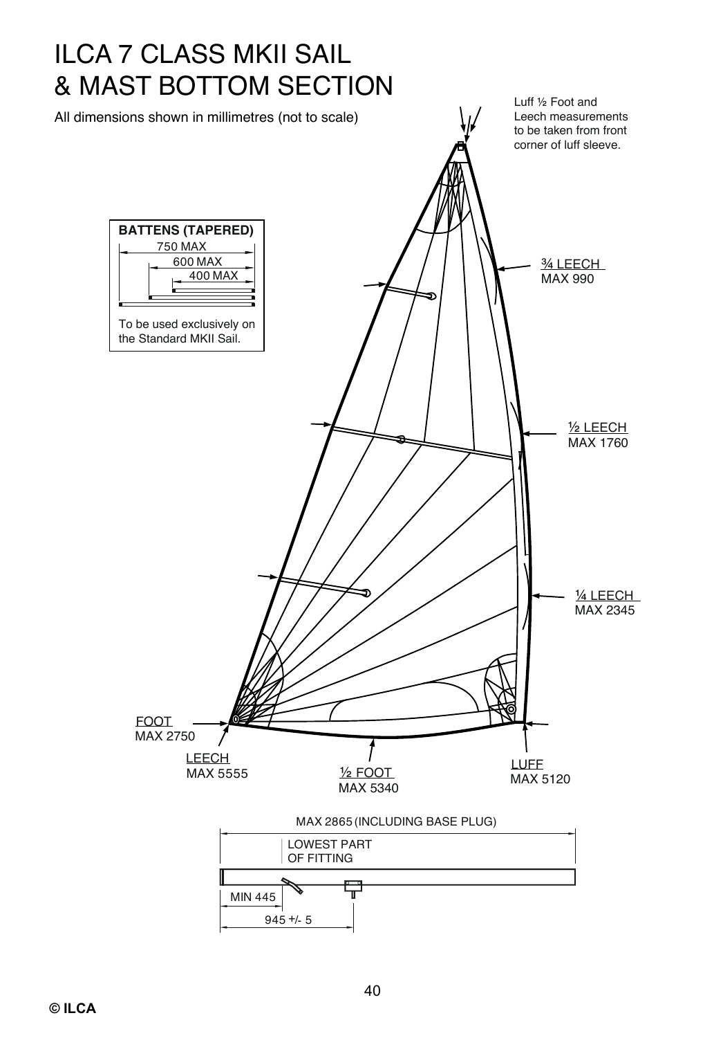# ILCA 7 CLASS MKII SAIL & MAST BOTTOM SECTION

All dimensions shown in millimetres (not to scale)

Luff ½ Foot and Leech measurements to be taken from front corner of luff sleeve.

**BATTENS (TAPERED)**

750 MAX

600 MAX

400 MAX

To be used exclusively on the Standard MKII Sail.

¾ LEECH MAX 990

½ LEECH MAX 1760

¼ LEECH MAX 2345

FOOT MAX 2750

LEECH MAX 5555

½ FOOT MAX 5340

LUFF MAX 5120

MAX 2865 (INCLUDING BASE PLUG)

LOWEST PART OF FITTING

MIN 445

945 +/- 5

© ILCA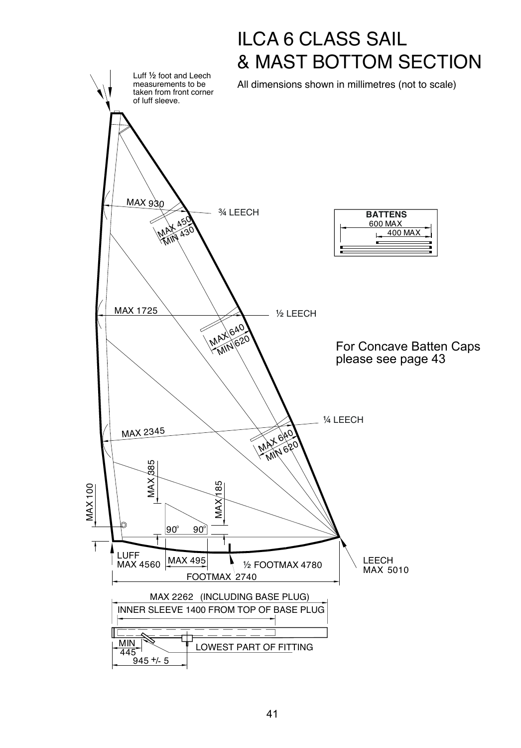# ILCA 6 CLASS SAIL & MAST BOTTOM SECTION

All dimensions shown in millimetres (not to scale)

Luff ½ foot and Leech measurements to be taken from front corner of luff sleeve.

MAX 930

¾ LEECH

MAX 450
MIN 430

MAX 1725

½ LEECH

MAX 640
MIN 620

¼ LEECH

MAX 2345

MAX 640
MIN 620

MAX 385

MAX 185

MAX 100

90°

90°

LUFF
MAX 4560

MAX 495

½ FOOTMAX 4780

LEECH
MAX 5010

FOOTMAX 2740

**BATTENS**

600 MAX

400 MAX

For Concave Batten Caps please see page 43

MAX 2262 (INCLUDING BASE PLUG)

INNER SLEEVE 1400 FROM TOP OF BASE PLUG

MIN 445

LOWEST PART OF FITTING

945 +/- 5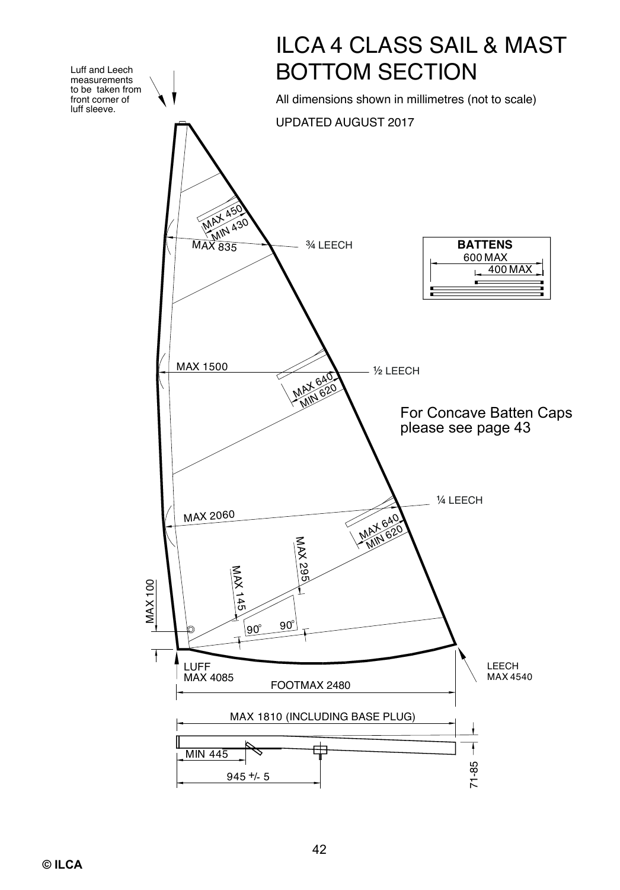# ILCA 4 CLASS SAIL & MAST BOTTOM SECTION

All dimensions shown in millimetres (not to scale)

UPDATED AUGUST 2017

Luff and Leech measurements to be taken from front corner of luff sleeve.

MAX 450
MIN 430
MAX 835
¾ LEECH

**BATTENS**
600 MAX
400 MAX

MAX 1500
½ LEECH
MAX 640
MIN 620

For Concave Batten Caps please see page 43

¼ LEECH
MAX 2060
MAX 640
MIN 620
MAX 295
MAX 145
MAX 100
90°
90°

LUFF
MAX 4085

FOOTMAX 2480

LEECH
MAX 4540

MAX 1810 (INCLUDING BASE PLUG)

MIN 445

945 +/- 5

71-85

© ILCA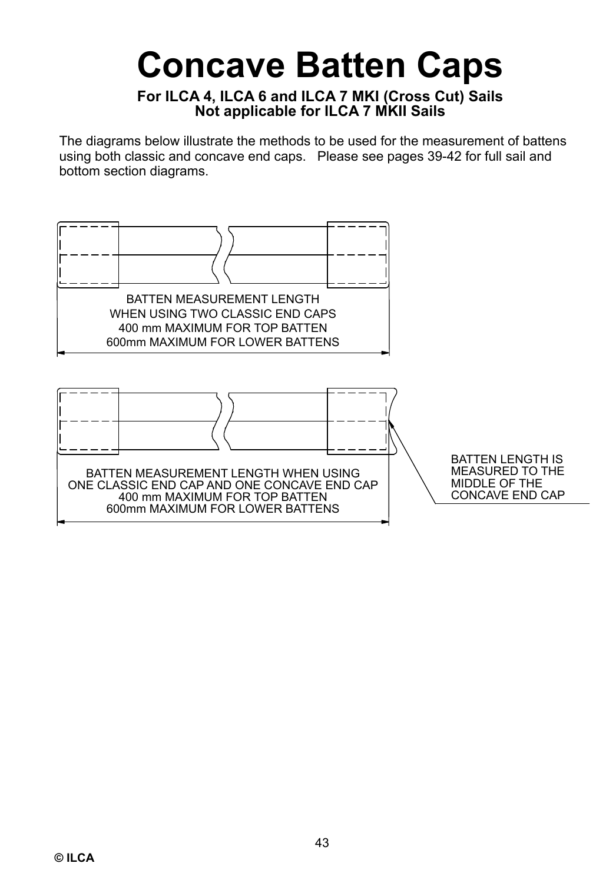# Concave Batten Caps

**For ILCA 4, ILCA 6 and ILCA 7 MKI (Cross Cut) Sails**
**Not applicable for ILCA 7 MKII Sails**

The diagrams below illustrate the methods to be used for the measurement of battens using both classic and concave end caps. Please see pages 39-42 for full sail and bottom section diagrams.

BATTEN MEASUREMENT LENGTH
WHEN USING TWO CLASSIC END CAPS
400 mm MAXIMUM FOR TOP BATTEN
600mm MAXIMUM FOR LOWER BATTENS

BATTEN MEASUREMENT LENGTH WHEN USING
ONE CLASSIC END CAP AND ONE CONCAVE END CAP
400 mm MAXIMUM FOR TOP BATTEN
600mm MAXIMUM FOR LOWER BATTENS

BATTEN LENGTH IS
MEASURED TO THE
MIDDLE OF THE
CONCAVE END CAP

**© ILCA**